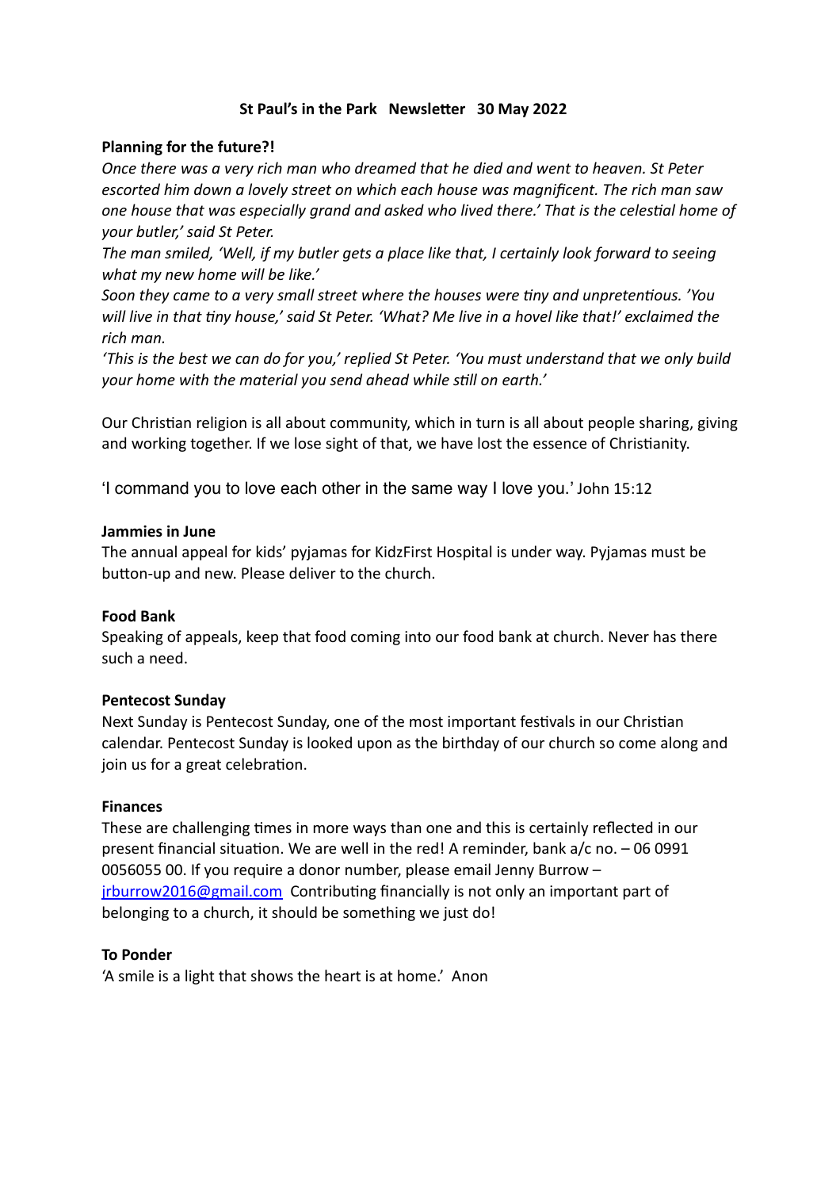**St Paul's in the Park   Newsletter   30 May 2022**

**Planning for the future?!**

*Once there was a very rich man who dreamed that he died and went to heaven. St Peter escorted him down a lovely street on which each house was magnificent. The rich man saw one house that was especially grand and asked who lived there.' That is the celestial home of your butler,' said St Peter.*

*The man smiled, 'Well, if my butler gets a place like that, I certainly look forward to seeing what my new home will be like.'*

*Soon they came to a very small street where the houses were tiny and unpretentious. 'You will live in that tiny house,' said St Peter. 'What? Me live in a hovel like that!' exclaimed the rich man.*

*'This is the best we can do for you,' replied St Peter. 'You must understand that we only build your home with the material you send ahead while still on earth.'*

Our Christian religion is all about community, which in turn is all about people sharing, giving and working together. If we lose sight of that, we have lost the essence of Christianity.

'I command you to love each other in the same way I love you.' John 15:12

**Jammies in June**

The annual appeal for kids' pyjamas for KidzFirst Hospital is under way. Pyjamas must be button-up and new. Please deliver to the church.

**Food Bank**

Speaking of appeals, keep that food coming into our food bank at church. Never has there such a need.

**Pentecost Sunday**

Next Sunday is Pentecost Sunday, one of the most important festivals in our Christian calendar. Pentecost Sunday is looked upon as the birthday of our church so come along and join us for a great celebration.

**Finances**

These are challenging times in more ways than one and this is certainly reflected in our present financial situation. We are well in the red! A reminder, bank a/c no. – 06 0991 0056055 00. If you require a donor number, please email Jenny Burrow – [jrburrow2016@gmail.com](mailto:jrburrow2016@gmail.com) Contributing financially is not only an important part of belonging to a church, it should be something we just do!

**To Ponder**

'A smile is a light that shows the heart is at home.' Anon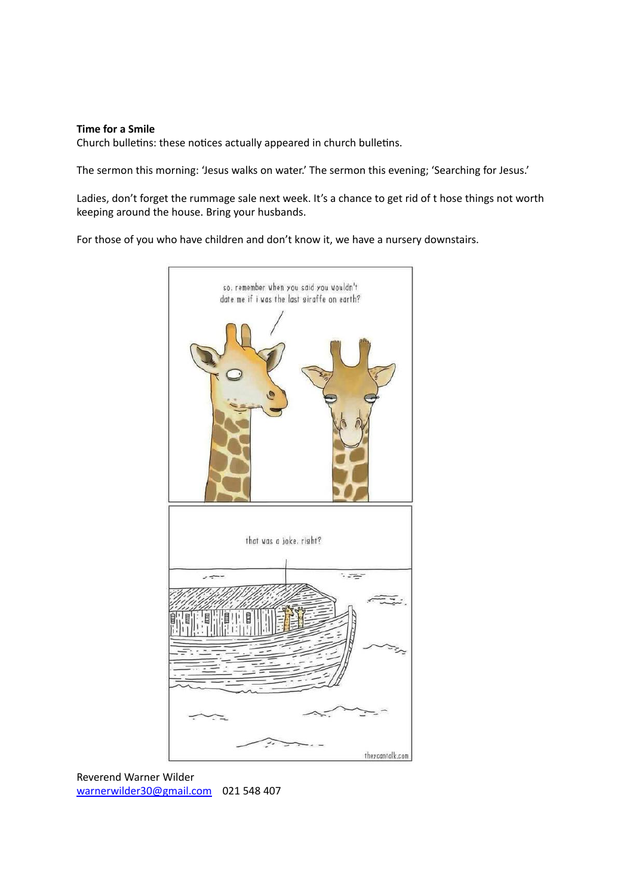**Time for a Smile**

Church bulletins: these notices actually appeared in church bulletins.

The sermon this morning: 'Jesus walks on water.' The sermon this evening; 'Searching for Jesus.'

Ladies, don't forget the rummage sale next week. It's a chance to get rid of t hose things not worth keeping around the house. Bring your husbands.

For those of you who have children and don't know it, we have a nursery downstairs.

so, remember when you said you wouldn't date me if i was the last giraffe on earth?

that was a joke, right?

theycantalk.com

Reverend Warner Wilder
warnerwilder30@gmail.com 021 548 407